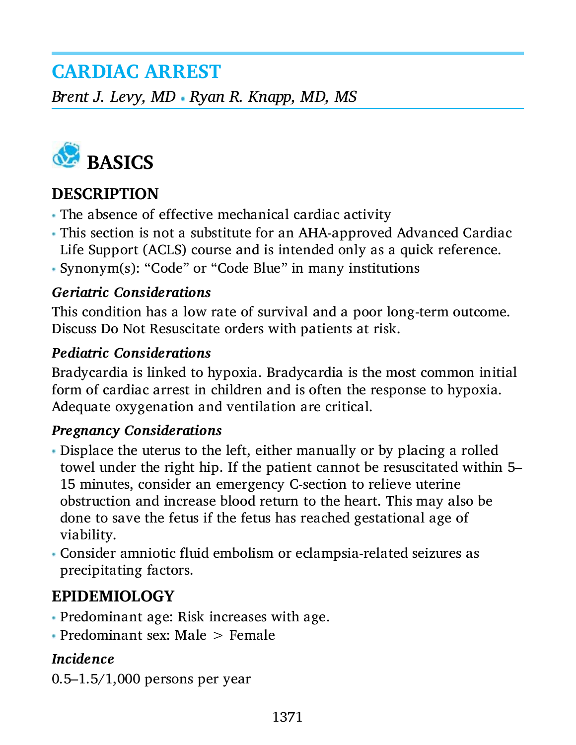# CARDIAC ARREST

*Brent J. Levy, MD • Ryan R. Knapp, MD, MS*

## BASICS

### DESCRIPTION

- The absence of effective mechanical cardiac activity
- This section is not a substitute for an AHA-approved Advanced Cardiac Life Support (ACLS) course and is intended only as a quick reference.
- Synonym(s): "Code" or "Code Blue" in many institutions

#### *Geriatric Considerations*

This condition has a low rate of survival and a poor long-term outcome. Discuss Do Not Resuscitate orders with patients at risk.

#### *Pediatric Considerations*

Bradycardia is linked to hypoxia. Bradycardia is the most common initial form of cardiac arrest in children and is often the response to hypoxia. Adequate oxygenation and ventilation are critical.

#### *Pregnancy Considerations*

- Displace the uterus to the left, either manually or by placing a rolled towel under the right hip. If the patient cannot be resuscitated within 5–15 minutes, consider an emergency C-section to relieve uterine obstruction and increase blood return to the heart. This may also be done to save the fetus if the fetus has reached gestational age of viability.
- Consider amniotic fluid embolism or eclampsia-related seizures as precipitating factors.

### EPIDEMIOLOGY

- Predominant age: Risk increases with age.
- Predominant sex: Male > Female

#### *Incidence*

0.5–1.5/1,000 persons per year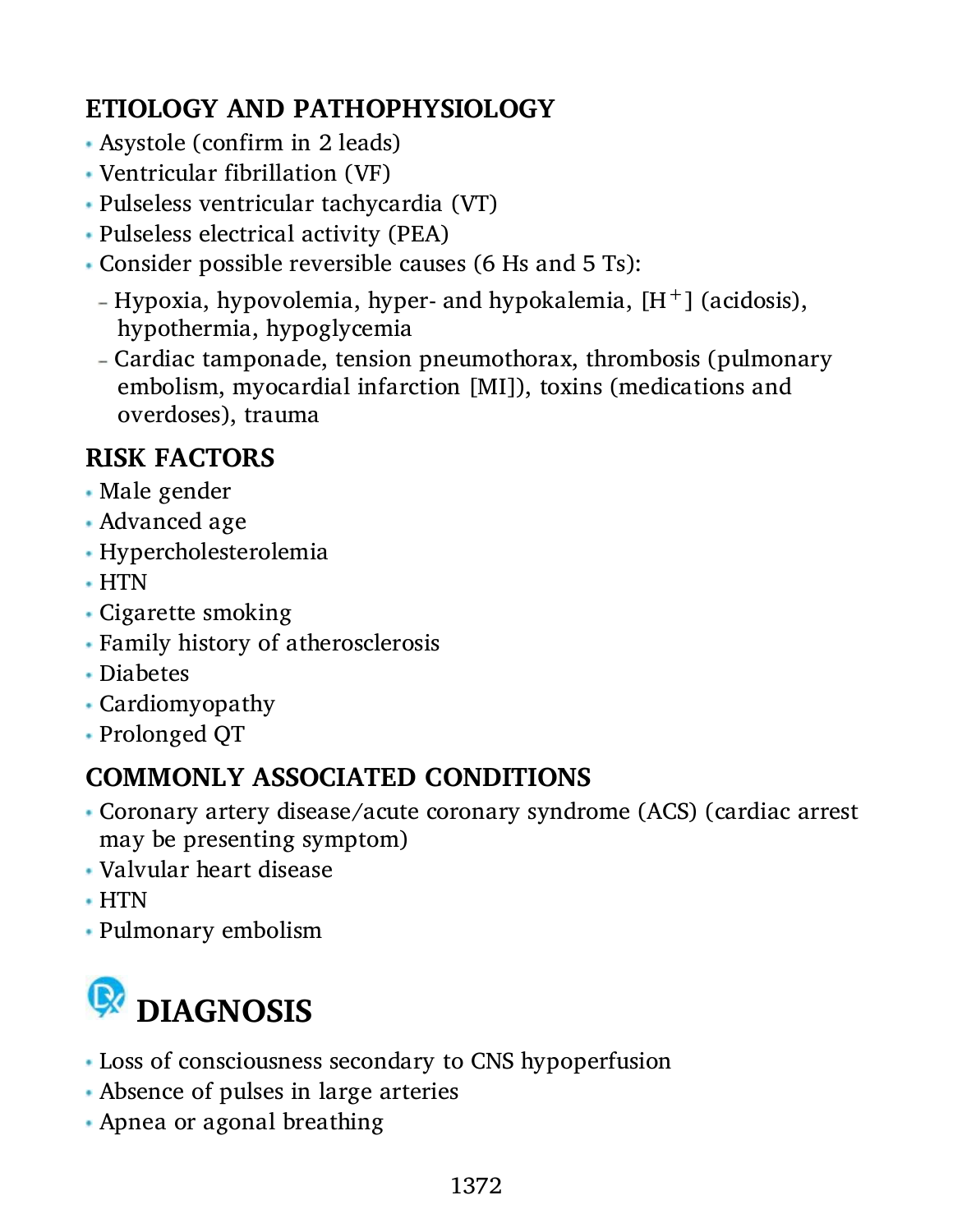## ETIOLOGY AND PATHOPHYSIOLOGY

- Asystole (confirm in 2 leads)
- Ventricular fibrillation (VF)
- Pulseless ventricular tachycardia (VT)
- Pulseless electrical activity (PEA)
- Consider possible reversible causes (6 Hs and 5 Ts):
  - Hypoxia, hypovolemia, hyper- and hypokalemia, [$H^+$] (acidosis), hypothermia, hypoglycemia
  - Cardiac tamponade, tension pneumothorax, thrombosis (pulmonary embolism, myocardial infarction [MI]), toxins (medications and overdoses), trauma

## RISK FACTORS

- Male gender
- Advanced age
- Hypercholesterolemia
- HTN
- Cigarette smoking
- Family history of atherosclerosis
- Diabetes
- Cardiomyopathy
- Prolonged QT

## COMMONLY ASSOCIATED CONDITIONS

- Coronary artery disease/acute coronary syndrome (ACS) (cardiac arrest may be presenting symptom)
- Valvular heart disease
- HTN
- Pulmonary embolism

# DIAGNOSIS

- Loss of consciousness secondary to CNS hypoperfusion
- Absence of pulses in large arteries
- Apnea or agonal breathing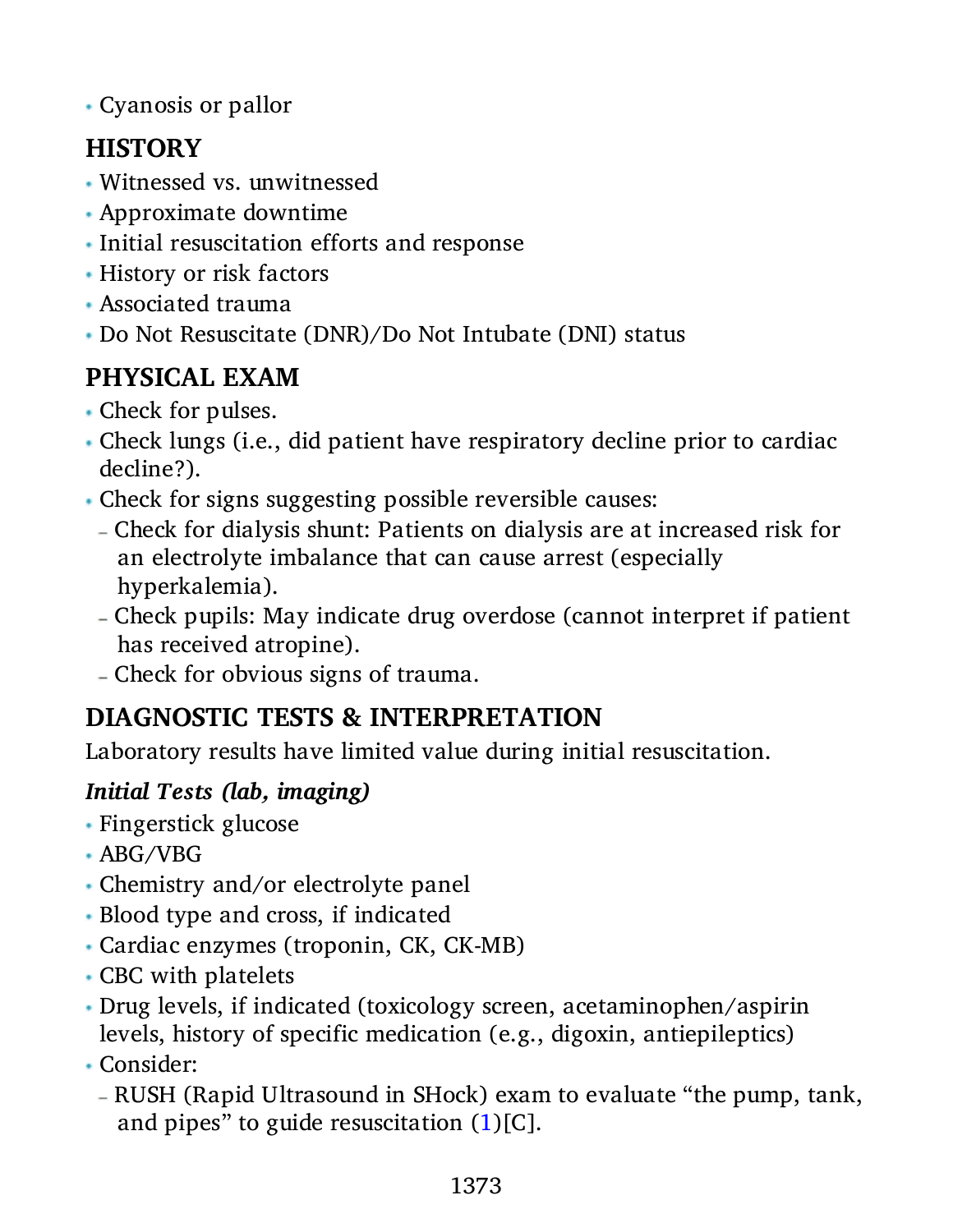- Cyanosis or pallor

## HISTORY

- Witnessed vs. unwitnessed
- Approximate downtime
- Initial resuscitation efforts and response
- History or risk factors
- Associated trauma
- Do Not Resuscitate (DNR)/Do Not Intubate (DNI) status

## PHYSICAL EXAM

- Check for pulses.
- Check lungs (i.e., did patient have respiratory decline prior to cardiac decline?).
- Check for signs suggesting possible reversible causes:
  - Check for dialysis shunt: Patients on dialysis are at increased risk for an electrolyte imbalance that can cause arrest (especially hyperkalemia).
  - Check pupils: May indicate drug overdose (cannot interpret if patient has received atropine).
  - Check for obvious signs of trauma.

## DIAGNOSTIC TESTS & INTERPRETATION

Laboratory results have limited value during initial resuscitation.

### *Initial Tests (lab, imaging)*

- Fingerstick glucose
- ABG/VBG
- Chemistry and/or electrolyte panel
- Blood type and cross, if indicated
- Cardiac enzymes (troponin, CK, CK-MB)
- CBC with platelets
- Drug levels, if indicated (toxicology screen, acetaminophen/aspirin levels, history of specific medication (e.g., digoxin, antiepileptics)
- Consider:
  - RUSH (Rapid Ultrasound in SHock) exam to evaluate "the pump, tank, and pipes" to guide resuscitation (1)[C].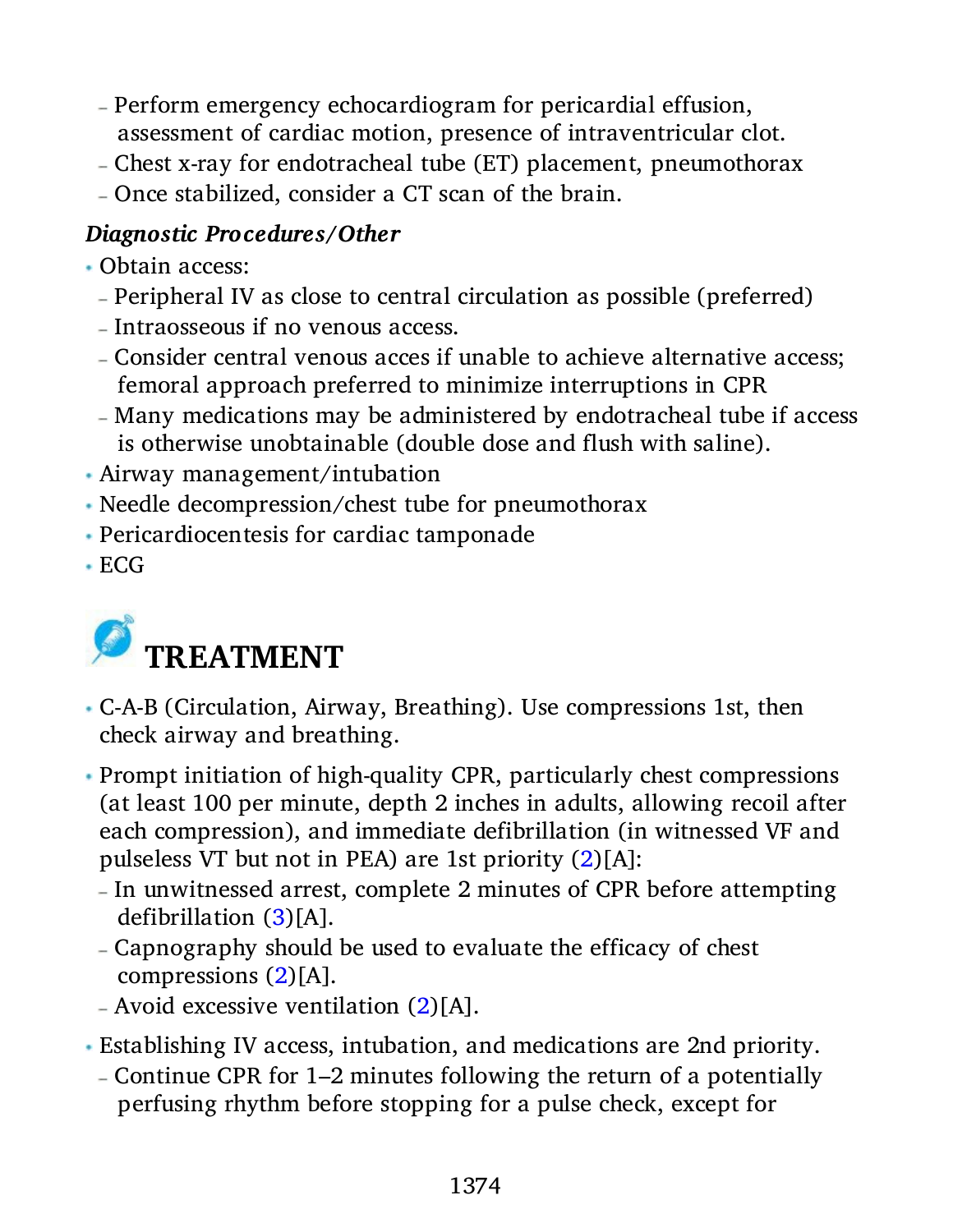- Perform emergency echocardiogram for pericardial effusion, assessment of cardiac motion, presence of intraventricular clot.
- Chest x-ray for endotracheal tube (ET) placement, pneumothorax
- Once stabilized, consider a CT scan of the brain.

### *Diagnostic Procedures/Other*

- Obtain access:
  - Peripheral IV as close to central circulation as possible (preferred)
  - Intraosseous if no venous access.
  - Consider central venous acces if unable to achieve alternative access; femoral approach preferred to minimize interruptions in CPR
  - Many medications may be administered by endotracheal tube if access is otherwise unobtainable (double dose and flush with saline).
- Airway management/intubation
- Needle decompression/chest tube for pneumothorax
- Pericardiocentesis for cardiac tamponade
- ECG

## TREATMENT

- C-A-B (Circulation, Airway, Breathing). Use compressions 1st, then check airway and breathing.
- Prompt initiation of high-quality CPR, particularly chest compressions (at least 100 per minute, depth 2 inches in adults, allowing recoil after each compression), and immediate defibrillation (in witnessed VF and pulseless VT but not in PEA) are 1st priority (2)[A]:
  - In unwitnessed arrest, complete 2 minutes of CPR before attempting defibrillation (3)[A].
  - Capnography should be used to evaluate the efficacy of chest compressions (2)[A].
  - Avoid excessive ventilation (2)[A].
- Establishing IV access, intubation, and medications are 2nd priority.
  - Continue CPR for 1–2 minutes following the return of a potentially perfusing rhythm before stopping for a pulse check, except for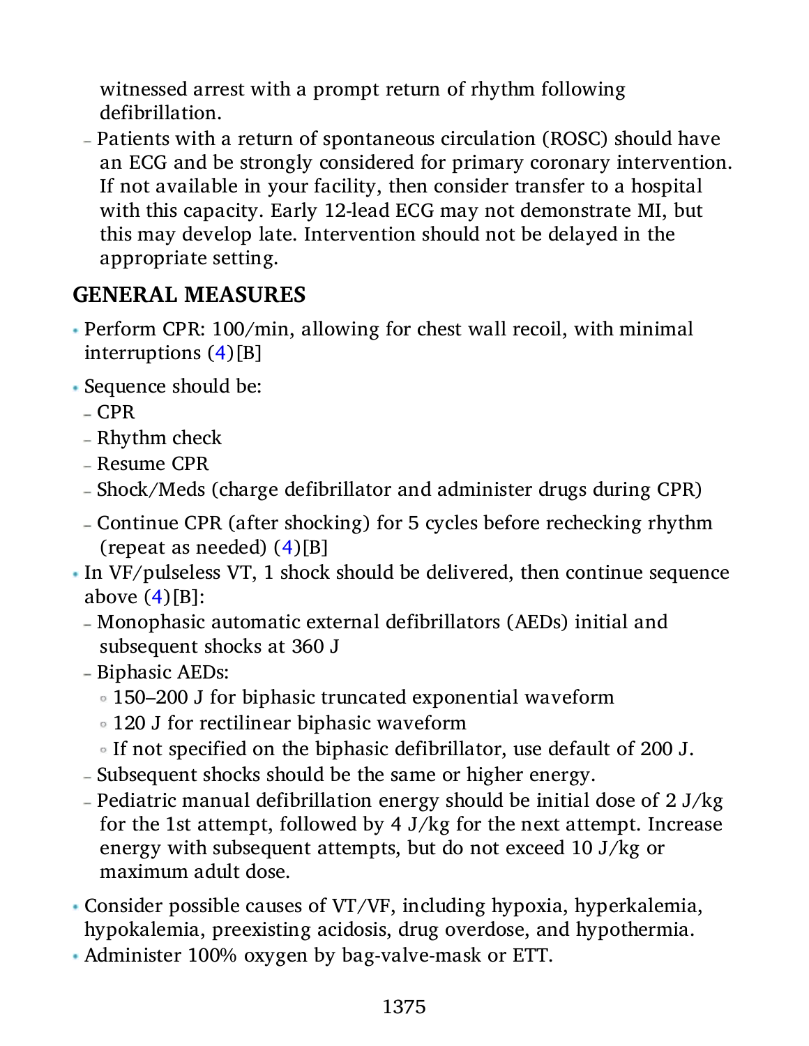witnessed arrest with a prompt return of rhythm following defibrillation.
- Patients with a return of spontaneous circulation (ROSC) should have an ECG and be strongly considered for primary coronary intervention. If not available in your facility, then consider transfer to a hospital with this capacity. Early 12-lead ECG may not demonstrate MI, but this may develop late. Intervention should not be delayed in the appropriate setting.

## GENERAL MEASURES

- Perform CPR: 100/min, allowing for chest wall recoil, with minimal interruptions (4)[B]
- Sequence should be:
  - CPR
  - Rhythm check
  - Resume CPR
  - Shock/Meds (charge defibrillator and administer drugs during CPR)
  - Continue CPR (after shocking) for 5 cycles before rechecking rhythm (repeat as needed) (4)[B]
- In VF/pulseless VT, 1 shock should be delivered, then continue sequence above (4)[B]:
  - Monophasic automatic external defibrillators (AEDs) initial and subsequent shocks at 360 J
  - Biphasic AEDs:
    - 150–200 J for biphasic truncated exponential waveform
    - 120 J for rectilinear biphasic waveform
    - If not specified on the biphasic defibrillator, use default of 200 J.
  - Subsequent shocks should be the same or higher energy.
  - Pediatric manual defibrillation energy should be initial dose of 2 J/kg for the 1st attempt, followed by 4 J/kg for the next attempt. Increase energy with subsequent attempts, but do not exceed 10 J/kg or maximum adult dose.
- Consider possible causes of VT/VF, including hypoxia, hyperkalemia, hypokalemia, preexisting acidosis, drug overdose, and hypothermia.
- Administer 100% oxygen by bag-valve-mask or ETT.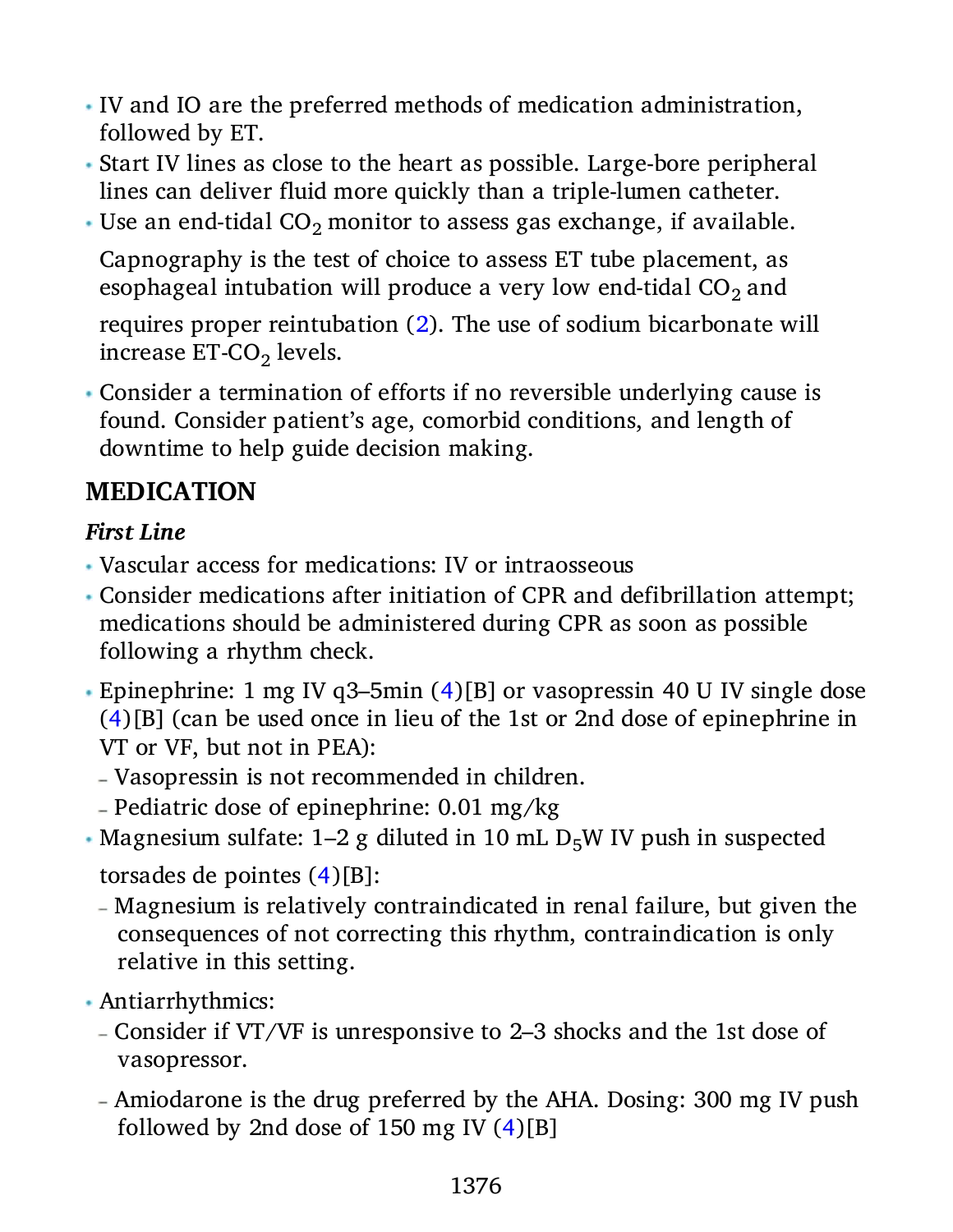- IV and IO are the preferred methods of medication administration, followed by ET.
- Start IV lines as close to the heart as possible. Large-bore peripheral lines can deliver fluid more quickly than a triple-lumen catheter.
- Use an end-tidal $CO_2$ monitor to assess gas exchange, if available.

  Capnography is the test of choice to assess ET tube placement, as esophageal intubation will produce a very low end-tidal $CO_2$ and requires proper reintubation (2). The use of sodium bicarbonate will increase ET-$CO_2$ levels.

- Consider a termination of efforts if no reversible underlying cause is found. Consider patient's age, comorbid conditions, and length of downtime to help guide decision making.

## MEDICATION

### *First Line*

- Vascular access for medications: IV or intraosseous
- Consider medications after initiation of CPR and defibrillation attempt; medications should be administered during CPR as soon as possible following a rhythm check.
- Epinephrine: 1 mg IV q3–5min (4)[B] or vasopressin 40 U IV single dose (4)[B] (can be used once in lieu of the 1st or 2nd dose of epinephrine in VT or VF, but not in PEA):
  - Vasopressin is not recommended in children.
  - Pediatric dose of epinephrine: 0.01 mg/kg
- Magnesium sulfate: 1–2 g diluted in 10 mL $D_5W$ IV push in suspected torsades de pointes (4)[B]:
  - Magnesium is relatively contraindicated in renal failure, but given the consequences of not correcting this rhythm, contraindication is only relative in this setting.
- Antiarrhythmics:
  - Consider if VT/VF is unresponsive to 2–3 shocks and the 1st dose of vasopressor.
  - Amiodarone is the drug preferred by the AHA. Dosing: 300 mg IV push followed by 2nd dose of 150 mg IV (4)[B]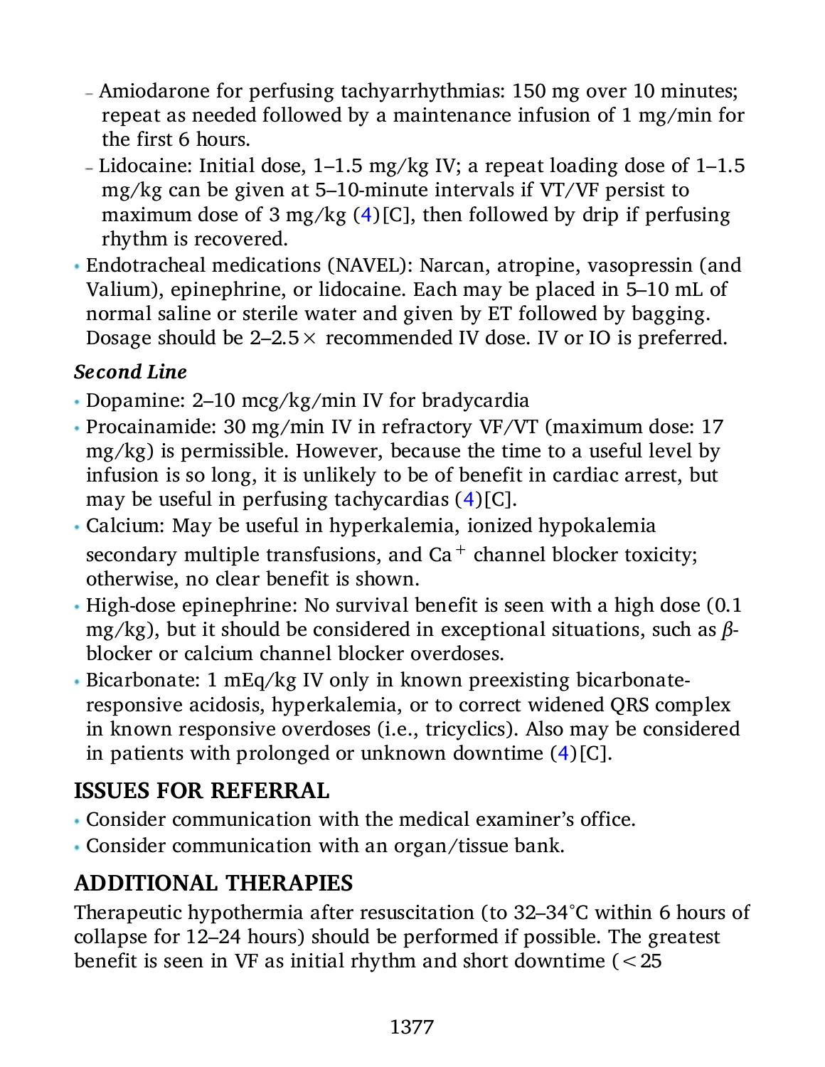- Amiodarone for perfusing tachyarrhythmias: 150 mg over 10 minutes; repeat as needed followed by a maintenance infusion of 1 mg/min for the first 6 hours.
  - Lidocaine: Initial dose, 1–1.5 mg/kg IV; a repeat loading dose of 1–1.5 mg/kg can be given at 5–10-minute intervals if VT/VF persist to maximum dose of 3 mg/kg (4)[C], then followed by drip if perfusing rhythm is recovered.
- Endotracheal medications (NAVEL): Narcan, atropine, vasopressin (and Valium), epinephrine, or lidocaine. Each may be placed in 5–10 mL of normal saline or sterile water and given by ET followed by bagging. Dosage should be 2–2.5× recommended IV dose. IV or IO is preferred.

***Second Line***

- Dopamine: 2–10 mcg/kg/min IV for bradycardia
- Procainamide: 30 mg/min IV in refractory VF/VT (maximum dose: 17 mg/kg) is permissible. However, because the time to a useful level by infusion is so long, it is unlikely to be of benefit in cardiac arrest, but may be useful in perfusing tachycardias (4)[C].
- Calcium: May be useful in hyperkalemia, ionized hypokalemia secondary multiple transfusions, and $Ca^{+}$ channel blocker toxicity; otherwise, no clear benefit is shown.
- High-dose epinephrine: No survival benefit is seen with a high dose (0.1 mg/kg), but it should be considered in exceptional situations, such as $\beta$-blocker or calcium channel blocker overdoses.
- Bicarbonate: 1 mEq/kg IV only in known preexisting bicarbonate-responsive acidosis, hyperkalemia, or to correct widened QRS complex in known responsive overdoses (i.e., tricyclics). Also may be considered in patients with prolonged or unknown downtime (4)[C].

## ISSUES FOR REFERRAL

- Consider communication with the medical examiner's office.
- Consider communication with an organ/tissue bank.

## ADDITIONAL THERAPIES

Therapeutic hypothermia after resuscitation (to 32–34°C within 6 hours of collapse for 12–24 hours) should be performed if possible. The greatest benefit is seen in VF as initial rhythm and short downtime (<25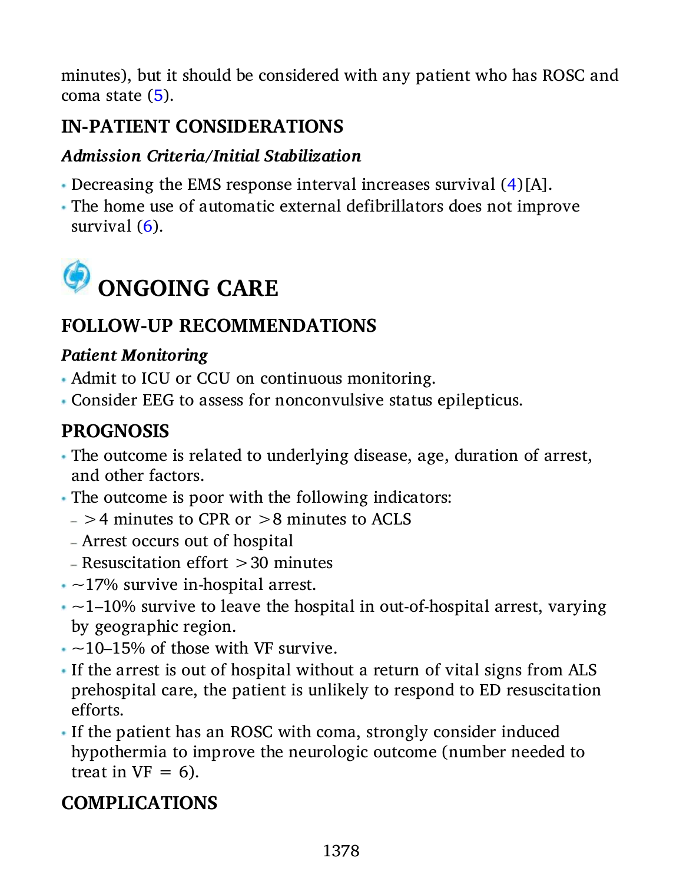minutes), but it should be considered with any patient who has ROSC and coma state (5).

## IN-PATIENT CONSIDERATIONS

### *Admission Criteria/Initial Stabilization*

- Decreasing the EMS response interval increases survival (4)[A].
- The home use of automatic external defibrillators does not improve survival (6).

# ONGOING CARE

## FOLLOW-UP RECOMMENDATIONS

### *Patient Monitoring*

- Admit to ICU or CCU on continuous monitoring.
- Consider EEG to assess for nonconvulsive status epilepticus.

## PROGNOSIS

- The outcome is related to underlying disease, age, duration of arrest, and other factors.
- The outcome is poor with the following indicators:
  - >4 minutes to CPR or >8 minutes to ACLS
  - Arrest occurs out of hospital
  - Resuscitation effort >30 minutes
- ~17% survive in-hospital arrest.
- ~1–10% survive to leave the hospital in out-of-hospital arrest, varying by geographic region.
- ~10–15% of those with VF survive.
- If the arrest is out of hospital without a return of vital signs from ALS prehospital care, the patient is unlikely to respond to ED resuscitation efforts.
- If the patient has an ROSC with coma, strongly consider induced hypothermia to improve the neurologic outcome (number needed to treat in VF = 6).

## COMPLICATIONS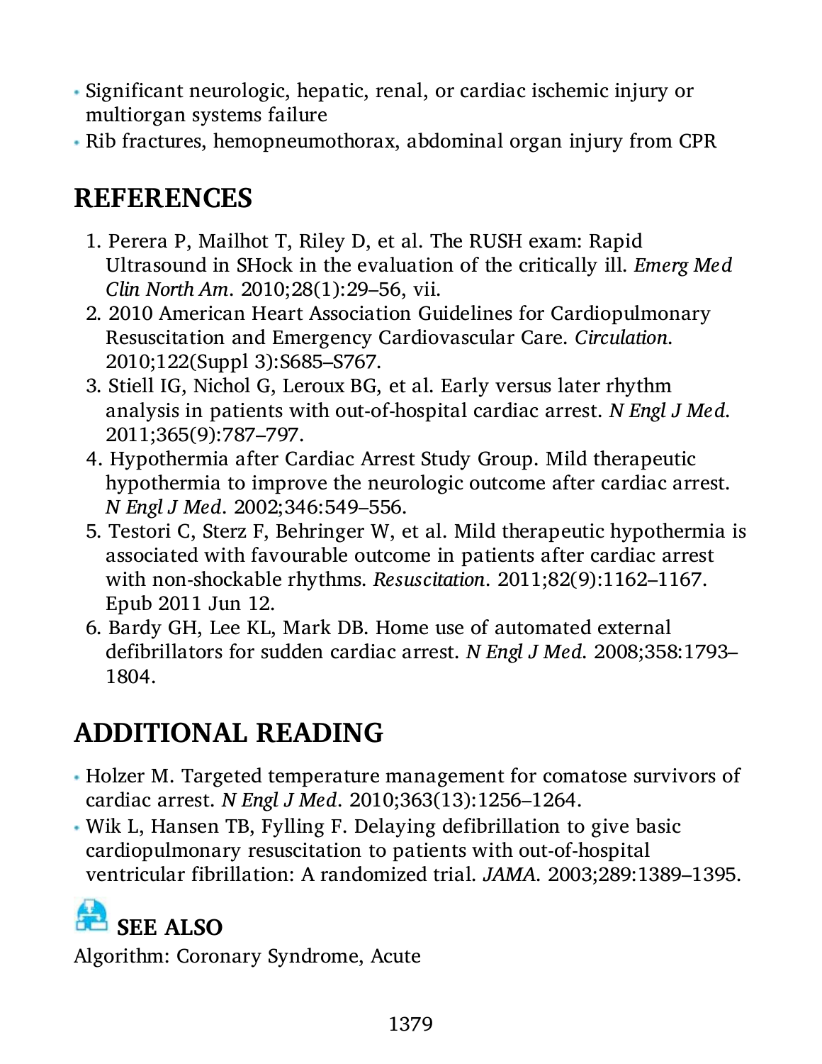- Significant neurologic, hepatic, renal, or cardiac ischemic injury or multiorgan systems failure
- Rib fractures, hemopneumothorax, abdominal organ injury from CPR

## REFERENCES

1. Perera P, Mailhot T, Riley D, et al. The RUSH exam: Rapid Ultrasound in SHock in the evaluation of the critically ill. *Emerg Med Clin North Am*. 2010;28(1):29–56, vii.
2. 2010 American Heart Association Guidelines for Cardiopulmonary Resuscitation and Emergency Cardiovascular Care. *Circulation*. 2010;122(Suppl 3):S685–S767.
3. Stiell IG, Nichol G, Leroux BG, et al. Early versus later rhythm analysis in patients with out-of-hospital cardiac arrest. *N Engl J Med*. 2011;365(9):787–797.
4. Hypothermia after Cardiac Arrest Study Group. Mild therapeutic hypothermia to improve the neurologic outcome after cardiac arrest. *N Engl J Med*. 2002;346:549–556.
5. Testori C, Sterz F, Behringer W, et al. Mild therapeutic hypothermia is associated with favourable outcome in patients after cardiac arrest with non-shockable rhythms. *Resuscitation*. 2011;82(9):1162–1167. Epub 2011 Jun 12.
6. Bardy GH, Lee KL, Mark DB. Home use of automated external defibrillators for sudden cardiac arrest. *N Engl J Med*. 2008;358:1793–1804.

## ADDITIONAL READING

- Holzer M. Targeted temperature management for comatose survivors of cardiac arrest. *N Engl J Med*. 2010;363(13):1256–1264.
- Wik L, Hansen TB, Fylling F. Delaying defibrillation to give basic cardiopulmonary resuscitation to patients with out-of-hospital ventricular fibrillation: A randomized trial. *JAMA*. 2003;289:1389–1395.

### SEE ALSO

Algorithm: Coronary Syndrome, Acute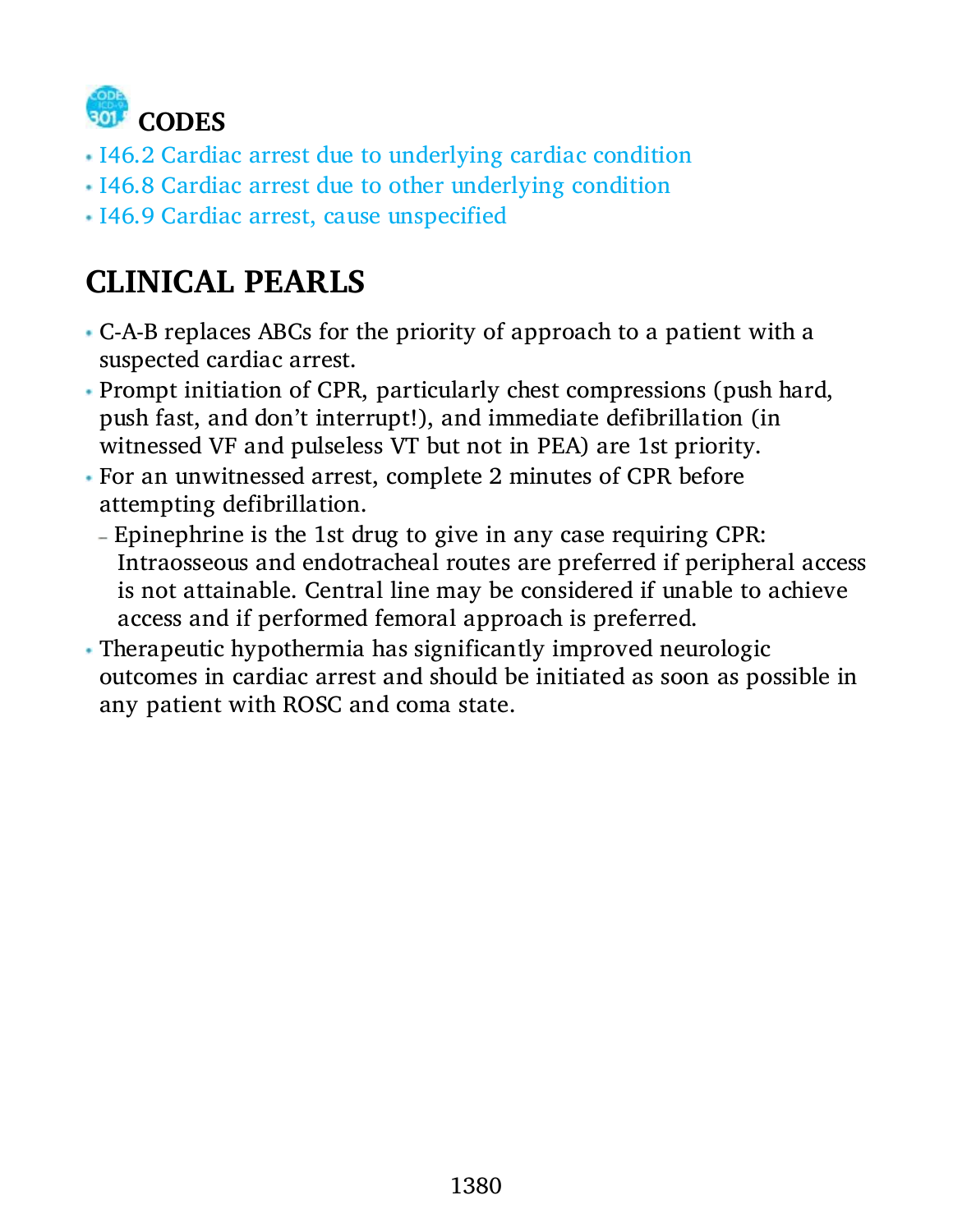## CODES

- I46.2 Cardiac arrest due to underlying cardiac condition
- I46.8 Cardiac arrest due to other underlying condition
- I46.9 Cardiac arrest, cause unspecified

## CLINICAL PEARLS

- C-A-B replaces ABCs for the priority of approach to a patient with a suspected cardiac arrest.
- Prompt initiation of CPR, particularly chest compressions (push hard, push fast, and don't interrupt!), and immediate defibrillation (in witnessed VF and pulseless VT but not in PEA) are 1st priority.
- For an unwitnessed arrest, complete 2 minutes of CPR before attempting defibrillation.
  - Epinephrine is the 1st drug to give in any case requiring CPR: Intraosseous and endotracheal routes are preferred if peripheral access is not attainable. Central line may be considered if unable to achieve access and if performed femoral approach is preferred.
- Therapeutic hypothermia has significantly improved neurologic outcomes in cardiac arrest and should be initiated as soon as possible in any patient with ROSC and coma state.